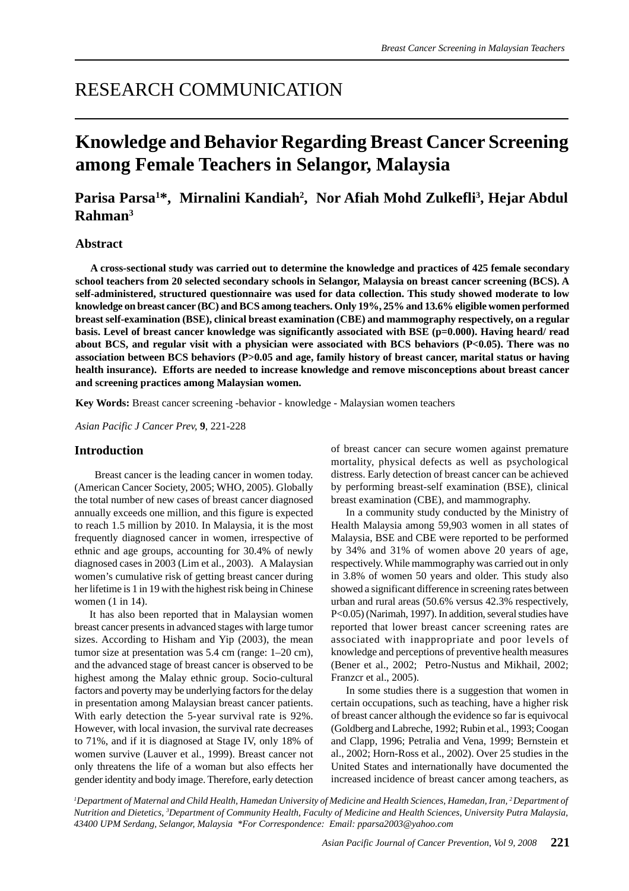RESEARCH COMMUNICATION

# Knowledge and Behavior Regarding Breast Cancer Screening among Female Teachers in Selangor, Malaysia

**Parisa Parsa[1]*, Mirnalini Kandiah[2], Nor Afiah Mohd Zulkefli[3], Hejar Abdul Rahman[3]**

## Abstract

**A cross-sectional study was carried out to determine the knowledge and practices of 425 female secondary school teachers from 20 selected secondary schools in Selangor, Malaysia on breast cancer screening (BCS). A self-administered, structured questionnaire was used for data collection. This study showed moderate to low knowledge on breast cancer (BC) and BCS among teachers. Only 19%, 25% and 13.6% eligible women performed breast self-examination (BSE), clinical breast examination (CBE) and mammography respectively, on a regular basis. Level of breast cancer knowledge was significantly associated with BSE (p=0.000). Having heard/ read about BCS, and regular visit with a physician were associated with BCS behaviors (P<0.05). There was no association between BCS behaviors (P>0.05 and age, family history of breast cancer, marital status or having health insurance). Efforts are needed to increase knowledge and remove misconceptions about breast cancer and screening practices among Malaysian women.**

**Key Words:** Breast cancer screening -behavior - knowledge - Malaysian women teachers

*Asian Pacific J Cancer Prev*, **9**, 221-228

## Introduction

Breast cancer is the leading cancer in women today. (American Cancer Society, 2005; WHO, 2005). Globally the total number of new cases of breast cancer diagnosed annually exceeds one million, and this figure is expected to reach 1.5 million by 2010. In Malaysia, it is the most frequently diagnosed cancer in women, irrespective of ethnic and age groups, accounting for 30.4% of newly diagnosed cases in 2003 (Lim et al., 2003). A Malaysian women's cumulative risk of getting breast cancer during her lifetime is 1 in 19 with the highest risk being in Chinese women (1 in 14).

It has also been reported that in Malaysian women breast cancer presents in advanced stages with large tumor sizes. According to Hisham and Yip (2003), the mean tumor size at presentation was 5.4 cm (range: 1–20 cm), and the advanced stage of breast cancer is observed to be highest among the Malay ethnic group. Socio-cultural factors and poverty may be underlying factors for the delay in presentation among Malaysian breast cancer patients. With early detection the 5-year survival rate is 92%. However, with local invasion, the survival rate decreases to 71%, and if it is diagnosed at Stage IV, only 18% of women survive (Lauver et al., 1999). Breast cancer not only threatens the life of a woman but also effects her gender identity and body image. Therefore, early detection of breast cancer can secure women against premature mortality, physical defects as well as psychological distress. Early detection of breast cancer can be achieved by performing breast-self examination (BSE), clinical breast examination (CBE), and mammography.

In a community study conducted by the Ministry of Health Malaysia among 59,903 women in all states of Malaysia, BSE and CBE were reported to be performed by 34% and 31% of women above 20 years of age, respectively. While mammography was carried out in only in 3.8% of women 50 years and older. This study also showed a significant difference in screening rates between urban and rural areas (50.6% versus 42.3% respectively, P<0.05) (Narimah, 1997). In addition, several studies have reported that lower breast cancer screening rates are associated with inappropriate and poor levels of knowledge and perceptions of preventive health measures (Bener et al., 2002; Petro-Nustus and Mikhail, 2002; Franzcr et al., 2005).

In some studies there is a suggestion that women in certain occupations, such as teaching, have a higher risk of breast cancer although the evidence so far is equivocal (Goldberg and Labreche, 1992; Rubin et al., 1993; Coogan and Clapp, 1996; Petralia and Vena, 1999; Bernstein et al., 2002; Horn-Ross et al., 2002). Over 25 studies in the United States and internationally have documented the increased incidence of breast cancer among teachers, as

*[1]Department of Maternal and Child Health, Hamedan University of Medicine and Health Sciences, Hamedan, Iran, [2]Department of Nutrition and Dietetics, [3]Department of Community Health, Faculty of Medicine and Health Sciences, University Putra Malaysia, 43400 UPM Serdang, Selangor, Malaysia *For Correspondence: Email: pparsa2003@yahoo.com*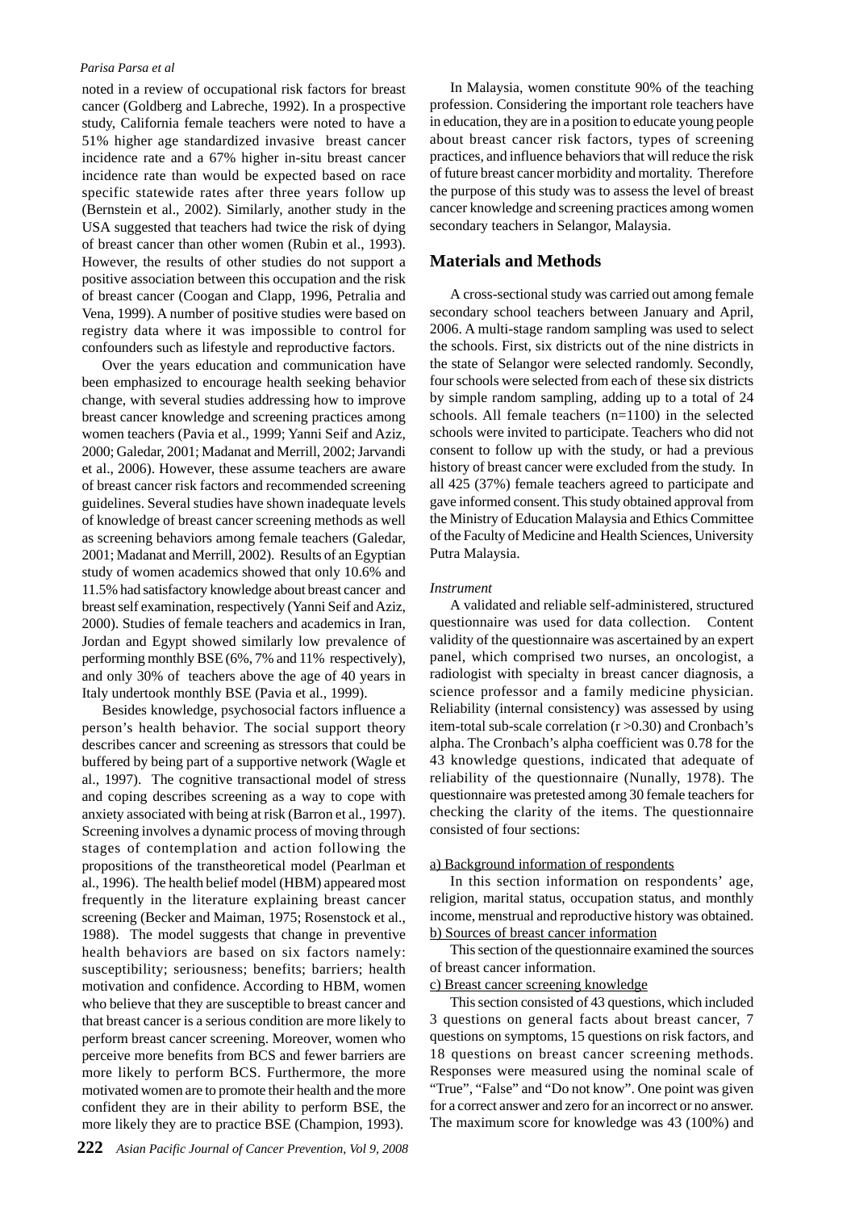noted in a review of occupational risk factors for breast cancer (Goldberg and Labreche, 1992). In a prospective study, California female teachers were noted to have a 51% higher age standardized invasive breast cancer incidence rate and a 67% higher in-situ breast cancer incidence rate than would be expected based on race specific statewide rates after three years follow up (Bernstein et al., 2002). Similarly, another study in the USA suggested that teachers had twice the risk of dying of breast cancer than other women (Rubin et al., 1993). However, the results of other studies do not support a positive association between this occupation and the risk of breast cancer (Coogan and Clapp, 1996, Petralia and Vena, 1999). A number of positive studies were based on registry data where it was impossible to control for confounders such as lifestyle and reproductive factors.

Over the years education and communication have been emphasized to encourage health seeking behavior change, with several studies addressing how to improve breast cancer knowledge and screening practices among women teachers (Pavia et al., 1999; Yanni Seif and Aziz, 2000; Galedar, 2001; Madanat and Merrill, 2002; Jarvandi et al., 2006). However, these assume teachers are aware of breast cancer risk factors and recommended screening guidelines. Several studies have shown inadequate levels of knowledge of breast cancer screening methods as well as screening behaviors among female teachers (Galedar, 2001; Madanat and Merrill, 2002). Results of an Egyptian study of women academics showed that only 10.6% and 11.5% had satisfactory knowledge about breast cancer and breast self examination, respectively (Yanni Seif and Aziz, 2000). Studies of female teachers and academics in Iran, Jordan and Egypt showed similarly low prevalence of performing monthly BSE (6%, 7% and 11% respectively), and only 30% of teachers above the age of 40 years in Italy undertook monthly BSE (Pavia et al., 1999).

Besides knowledge, psychosocial factors influence a person's health behavior. The social support theory describes cancer and screening as stressors that could be buffered by being part of a supportive network (Wagle et al., 1997). The cognitive transactional model of stress and coping describes screening as a way to cope with anxiety associated with being at risk (Barron et al., 1997). Screening involves a dynamic process of moving through stages of contemplation and action following the propositions of the transtheoretical model (Pearlman et al., 1996). The health belief model (HBM) appeared most frequently in the literature explaining breast cancer screening (Becker and Maiman, 1975; Rosenstock et al., 1988). The model suggests that change in preventive health behaviors are based on six factors namely: susceptibility; seriousness; benefits; barriers; health motivation and confidence. According to HBM, women who believe that they are susceptible to breast cancer and that breast cancer is a serious condition are more likely to perform breast cancer screening. Moreover, women who perceive more benefits from BCS and fewer barriers are more likely to perform BCS. Furthermore, the more motivated women are to promote their health and the more confident they are in their ability to perform BSE, the more likely they are to practice BSE (Champion, 1993).

In Malaysia, women constitute 90% of the teaching profession. Considering the important role teachers have in education, they are in a position to educate young people about breast cancer risk factors, types of screening practices, and influence behaviors that will reduce the risk of future breast cancer morbidity and mortality. Therefore the purpose of this study was to assess the level of breast cancer knowledge and screening practices among women secondary teachers in Selangor, Malaysia.

## Materials and Methods

A cross-sectional study was carried out among female secondary school teachers between January and April, 2006. A multi-stage random sampling was used to select the schools. First, six districts out of the nine districts in the state of Selangor were selected randomly. Secondly, four schools were selected from each of these six districts by simple random sampling, adding up to a total of 24 schools. All female teachers (n=1100) in the selected schools were invited to participate. Teachers who did not consent to follow up with the study, or had a previous history of breast cancer were excluded from the study. In all 425 (37%) female teachers agreed to participate and gave informed consent. This study obtained approval from the Ministry of Education Malaysia and Ethics Committee of the Faculty of Medicine and Health Sciences, University Putra Malaysia.

*Instrument*

A validated and reliable self-administered, structured questionnaire was used for data collection. Content validity of the questionnaire was ascertained by an expert panel, which comprised two nurses, an oncologist, a radiologist with specialty in breast cancer diagnosis, a science professor and a family medicine physician. Reliability (internal consistency) was assessed by using item-total sub-scale correlation ($r > 0.30$) and Cronbach's alpha. The Cronbach's alpha coefficient was 0.78 for the 43 knowledge questions, indicated that adequate of reliability of the questionnaire (Nunally, 1978). The questionnaire was pretested among 30 female teachers for checking the clarity of the items. The questionnaire consisted of four sections:

a) Background information of respondents

In this section information on respondents' age, religion, marital status, occupation status, and monthly income, menstrual and reproductive history was obtained.

b) Sources of breast cancer information

This section of the questionnaire examined the sources of breast cancer information.

c) Breast cancer screening knowledge

This section consisted of 43 questions, which included 3 questions on general facts about breast cancer, 7 questions on symptoms, 15 questions on risk factors, and 18 questions on breast cancer screening methods. Responses were measured using the nominal scale of "True", "False" and "Do not know". One point was given for a correct answer and zero for an incorrect or no answer. The maximum score for knowledge was 43 (100%) and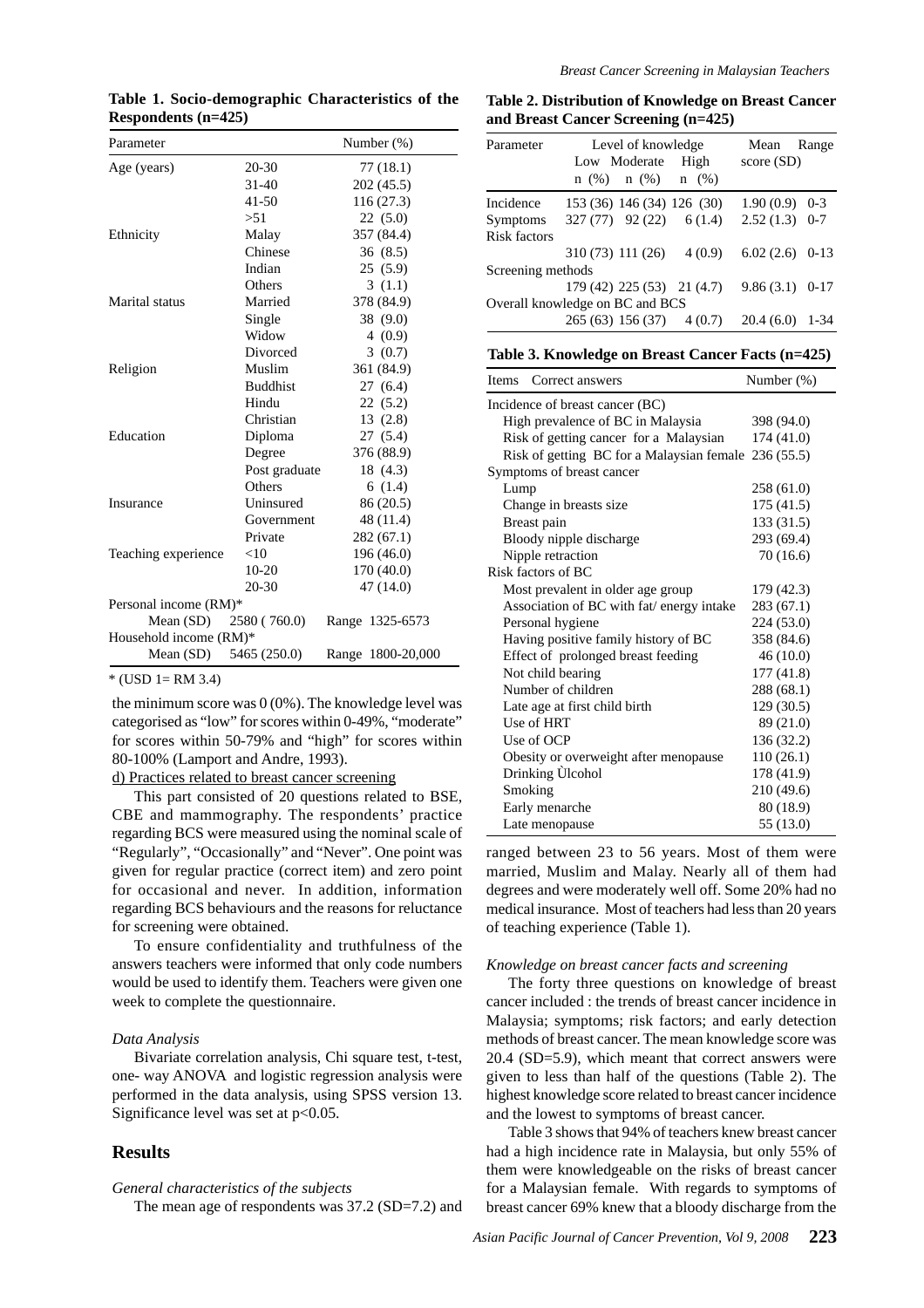**Table 1. Socio-demographic Characteristics of the Respondents (n=425)**

| Parameter | | Number (%) |
|---|---|---|
| Age (years) | 20-30 | 77 (18.1) |
| | 31-40 | 202 (45.5) |
| | 41-50 | 116 (27.3) |
| | >51 | 22 (5.0) |
| Ethnicity | Malay | 357 (84.4) |
| | Chinese | 36 (8.5) |
| | Indian | 25 (5.9) |
| | Others | 3 (1.1) |
| Marital status | Married | 378 (84.9) |
| | Single | 38 (9.0) |
| | Widow | 4 (0.9) |
| | Divorced | 3 (0.7) |
| Religion | Muslim | 361 (84.9) |
| | Buddhist | 27 (6.4) |
| | Hindu | 22 (5.2) |
| | Christian | 13 (2.8) |
| Education | Diploma | 27 (5.4) |
| | Degree | 376 (88.9) |
| | Post graduate | 18 (4.3) |
| | Others | 6 (1.4) |
| Insurance | Uninsured | 86 (20.5) |
| | Government | 48 (11.4) |
| | Private | 282 (67.1) |
| Teaching experience | <10 | 196 (46.0) |
| | 10-20 | 170 (40.0) |
| | 20-30 | 47 (14.0) |
| Personal income (RM)* | | |
| Mean (SD) | 2580 ( 760.0) | Range 1325-6573 |
| Household income (RM)* | | |
| Mean (SD) | 5465 (250.0) | Range 1800-20,000 |

* (USD 1= RM 3.4)

the minimum score was 0 (0%). The knowledge level was categorised as "low" for scores within 0-49%, "moderate" for scores within 50-79% and "high" for scores within 80-100% (Lamport and Andre, 1993).

d) Practices related to breast cancer screening

This part consisted of 20 questions related to BSE, CBE and mammography. The respondents' practice regarding BCS were measured using the nominal scale of "Regularly", "Occasionally" and "Never". One point was given for regular practice (correct item) and zero point for occasional and never. In addition, information regarding BCS behaviours and the reasons for reluctance for screening were obtained.

To ensure confidentiality and truthfulness of the answers teachers were informed that only code numbers would be used to identify them. Teachers were given one week to complete the questionnaire.

*Data Analysis*

Bivariate correlation analysis, Chi square test, t-test, one- way ANOVA and logistic regression analysis were performed in the data analysis, using SPSS version 13. Significance level was set at $p<0.05$.

## Results

*General characteristics of the subjects*

The mean age of respondents was 37.2 (SD=7.2) and ranged between 23 to 56 years. Most of them were married, Muslim and Malay. Nearly all of them had degrees and were moderately well off. Some 20% had no medical insurance. Most of teachers had less than 20 years of teaching experience (Table 1).

**Table 2. Distribution of Knowledge on Breast Cancer and Breast Cancer Screening (n=425)**

| Parameter | Level of knowledge: Low n (%) | Moderate n (%) | High n (%) | Mean score (SD) | Range |
|---|---|---|---|---|---|
| Incidence | 153 (36) | 146 (34) | 126 (30) | 1.90 (0.9) | 0-3 |
| Symptoms | 327 (77) | 92 (22) | 6 (1.4) | 2.52 (1.3) | 0-7 |
| Risk factors | 310 (73) | 111 (26) | 4 (0.9) | 6.02 (2.6) | 0-13 |
| Screening methods | 179 (42) | 225 (53) | 21 (4.7) | 9.86 (3.1) | 0-17 |
| Overall knowledge on BC and BCS | 265 (63) | 156 (37) | 4 (0.7) | 20.4 (6.0) | 1-34 |

**Table 3. Knowledge on Breast Cancer Facts (n=425)**

| Items Correct answers | Number (%) |
|---|---|
| Incidence of breast cancer (BC) | |
| High prevalence of BC in Malaysia | 398 (94.0) |
| Risk of getting cancer for a Malaysian | 174 (41.0) |
| Risk of getting BC for a Malaysian female | 236 (55.5) |
| Symptoms of breast cancer | |
| Lump | 258 (61.0) |
| Change in breasts size | 175 (41.5) |
| Breast pain | 133 (31.5) |
| Bloody nipple discharge | 293 (69.4) |
| Nipple retraction | 70 (16.6) |
| Risk factors of BC | |
| Most prevalent in older age group | 179 (42.3) |
| Association of BC with fat/ energy intake | 283 (67.1) |
| Personal hygiene | 224 (53.0) |
| Having positive family history of BC | 358 (84.6) |
| Effect of prolonged breast feeding | 46 (10.0) |
| Not child bearing | 177 (41.8) |
| Number of children | 288 (68.1) |
| Late age at first child birth | 129 (30.5) |
| Use of HRT | 89 (21.0) |
| Use of OCP | 136 (32.2) |
| Obesity or overweight after menopause | 110 (26.1) |
| Drinking Ùlcohol | 178 (41.9) |
| Smoking | 210 (49.6) |
| Early menarche | 80 (18.9) |
| Late menopause | 55 (13.0) |

*Knowledge on breast cancer facts and screening*

The forty three questions on knowledge of breast cancer included : the trends of breast cancer incidence in Malaysia; symptoms; risk factors; and early detection methods of breast cancer. The mean knowledge score was 20.4 (SD=5.9), which meant that correct answers were given to less than half of the questions (Table 2). The highest knowledge score related to breast cancer incidence and the lowest to symptoms of breast cancer.

Table 3 shows that 94% of teachers knew breast cancer had a high incidence rate in Malaysia, but only 55% of them were knowledgeable on the risks of breast cancer for a Malaysian female. With regards to symptoms of breast cancer 69% knew that a bloody discharge from the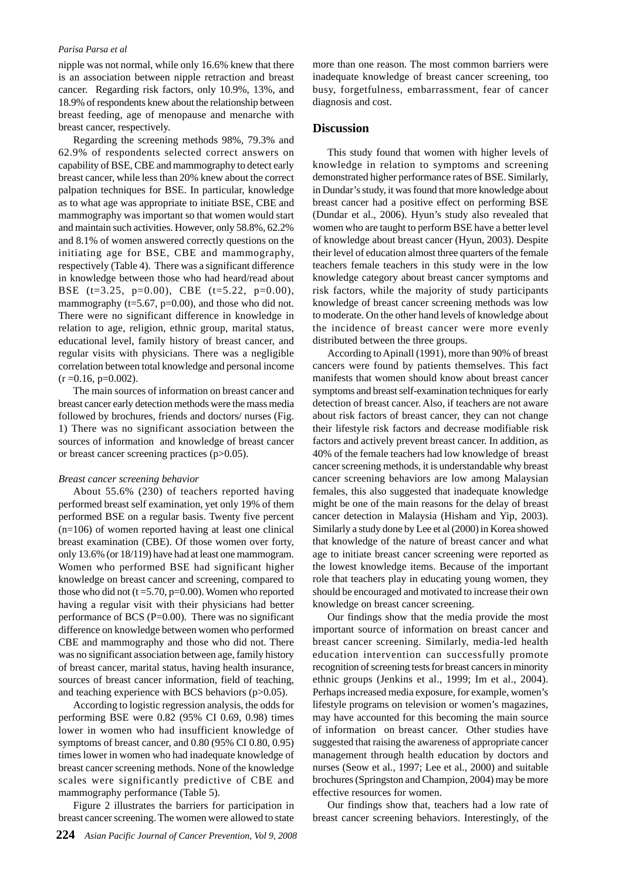nipple was not normal, while only 16.6% knew that there is an association between nipple retraction and breast cancer. Regarding risk factors, only 10.9%, 13%, and 18.9% of respondents knew about the relationship between breast feeding, age of menopause and menarche with breast cancer, respectively.

Regarding the screening methods 98%, 79.3% and 62.9% of respondents selected correct answers on capability of BSE, CBE and mammography to detect early breast cancer, while less than 20% knew about the correct palpation techniques for BSE. In particular, knowledge as to what age was appropriate to initiate BSE, CBE and mammography was important so that women would start and maintain such activities. However, only 58.8%, 62.2% and 8.1% of women answered correctly questions on the initiating age for BSE, CBE and mammography, respectively (Table 4). There was a significant difference in knowledge between those who had heard/read about BSE ($t=3.25$, $p=0.00$), CBE ($t=5.22$, $p=0.00$), mammography ($t=5.67$, $p=0.00$), and those who did not. There were no significant difference in knowledge in relation to age, religion, ethnic group, marital status, educational level, family history of breast cancer, and regular visits with physicians. There was a negligible correlation between total knowledge and personal income ($r=0.16$, $p=0.002$).

The main sources of information on breast cancer and breast cancer early detection methods were the mass media followed by brochures, friends and doctors/ nurses (Fig. 1) There was no significant association between the sources of information and knowledge of breast cancer or breast cancer screening practices ($p>0.05$).

*Breast cancer screening behavior*

About 55.6% (230) of teachers reported having performed breast self examination, yet only 19% of them performed BSE on a regular basis. Twenty five percent (n=106) of women reported having at least one clinical breast examination (CBE). Of those women over forty, only 13.6% (or 18/119) have had at least one mammogram. Women who performed BSE had significant higher knowledge on breast cancer and screening, compared to those who did not ($t=5.70$, $p=0.00$). Women who reported having a regular visit with their physicians had better performance of BCS ($P=0.00$). There was no significant difference on knowledge between women who performed CBE and mammography and those who did not. There was no significant association between age, family history of breast cancer, marital status, having health insurance, sources of breast cancer information, field of teaching, and teaching experience with BCS behaviors ($p>0.05$).

According to logistic regression analysis, the odds for performing BSE were 0.82 (95% CI 0.69, 0.98) times lower in women who had insufficient knowledge of symptoms of breast cancer, and 0.80 (95% CI 0.80, 0.95) times lower in women who had inadequate knowledge of breast cancer screening methods. None of the knowledge scales were significantly predictive of CBE and mammography performance (Table 5).

Figure 2 illustrates the barriers for participation in breast cancer screening. The women were allowed to state more than one reason. The most common barriers were inadequate knowledge of breast cancer screening, too busy, forgetfulness, embarrassment, fear of cancer diagnosis and cost.

## Discussion

This study found that women with higher levels of knowledge in relation to symptoms and screening demonstrated higher performance rates of BSE. Similarly, in Dundar's study, it was found that more knowledge about breast cancer had a positive effect on performing BSE (Dundar et al., 2006). Hyun's study also revealed that women who are taught to perform BSE have a better level of knowledge about breast cancer (Hyun, 2003). Despite their level of education almost three quarters of the female teachers female teachers in this study were in the low knowledge category about breast cancer symptoms and risk factors, while the majority of study participants knowledge of breast cancer screening methods was low to moderate. On the other hand levels of knowledge about the incidence of breast cancer were more evenly distributed between the three groups.

According to Apinall (1991), more than 90% of breast cancers were found by patients themselves. This fact manifests that women should know about breast cancer symptoms and breast self-examination techniques for early detection of breast cancer. Also, if teachers are not aware about risk factors of breast cancer, they can not change their lifestyle risk factors and decrease modifiable risk factors and actively prevent breast cancer. In addition, as 40% of the female teachers had low knowledge of breast cancer screening methods, it is understandable why breast cancer screening behaviors are low among Malaysian females, this also suggested that inadequate knowledge might be one of the main reasons for the delay of breast cancer detection in Malaysia (Hisham and Yip, 2003). Similarly a study done by Lee et al (2000) in Korea showed that knowledge of the nature of breast cancer and what age to initiate breast cancer screening were reported as the lowest knowledge items. Because of the important role that teachers play in educating young women, they should be encouraged and motivated to increase their own knowledge on breast cancer screening.

Our findings show that the media provide the most important source of information on breast cancer and breast cancer screening. Similarly, media-led health education intervention can successfully promote recognition of screening tests for breast cancers in minority ethnic groups (Jenkins et al., 1999; Im et al., 2004). Perhaps increased media exposure, for example, women's lifestyle programs on television or women's magazines, may have accounted for this becoming the main source of information on breast cancer. Other studies have suggested that raising the awareness of appropriate cancer management through health education by doctors and nurses (Seow et al., 1997; Lee et al., 2000) and suitable brochures (Springston and Champion, 2004) may be more effective resources for women.

Our findings show that, teachers had a low rate of breast cancer screening behaviors. Interestingly, of the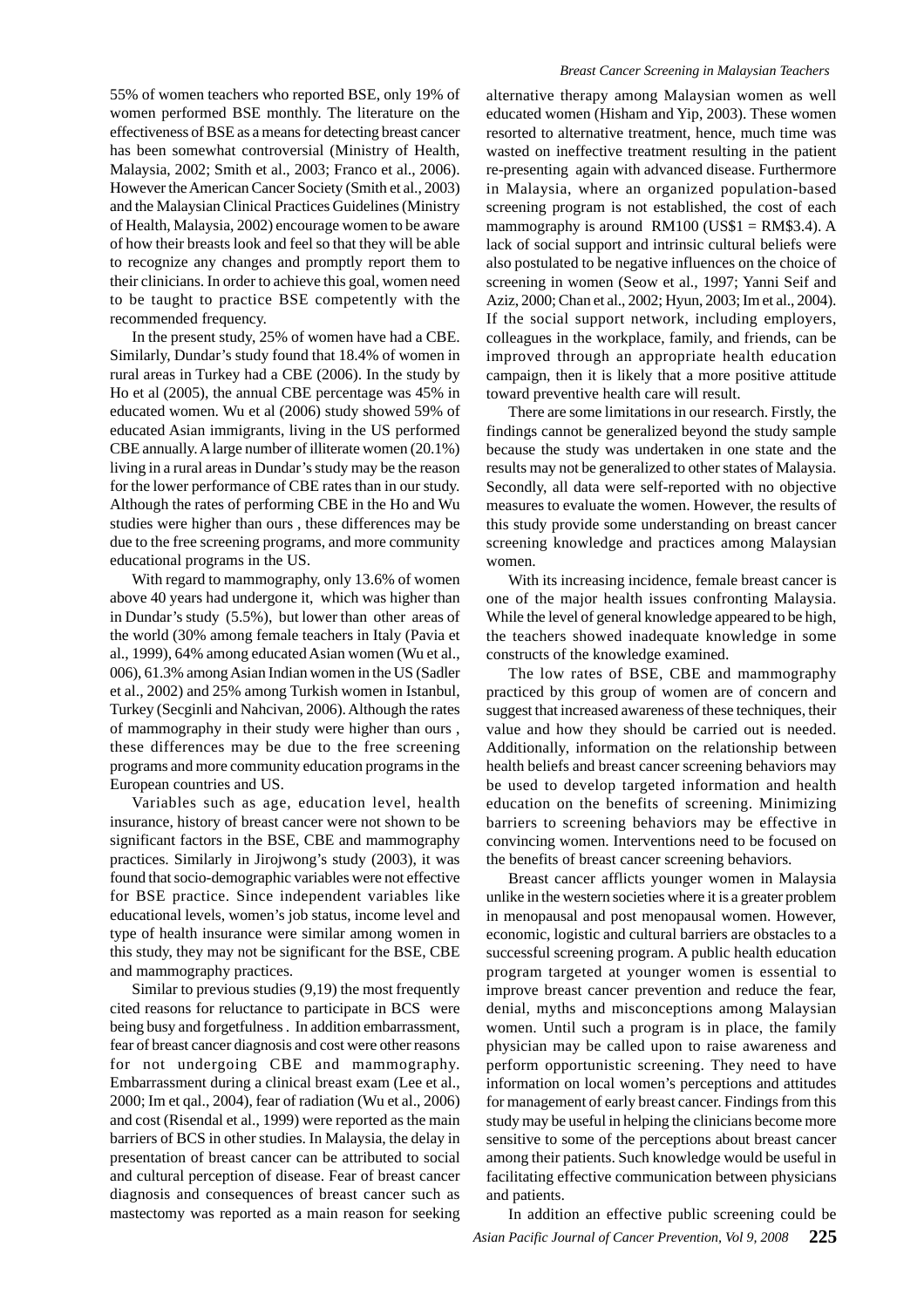55% of women teachers who reported BSE, only 19% of women performed BSE monthly. The literature on the effectiveness of BSE as a means for detecting breast cancer has been somewhat controversial (Ministry of Health, Malaysia, 2002; Smith et al., 2003; Franco et al., 2006). However the American Cancer Society (Smith et al., 2003) and the Malaysian Clinical Practices Guidelines (Ministry of Health, Malaysia, 2002) encourage women to be aware of how their breasts look and feel so that they will be able to recognize any changes and promptly report them to their clinicians. In order to achieve this goal, women need to be taught to practice BSE competently with the recommended frequency.

In the present study, 25% of women have had a CBE. Similarly, Dundar's study found that 18.4% of women in rural areas in Turkey had a CBE (2006). In the study by Ho et al (2005), the annual CBE percentage was 45% in educated women. Wu et al (2006) study showed 59% of educated Asian immigrants, living in the US performed CBE annually. A large number of illiterate women (20.1%) living in a rural areas in Dundar's study may be the reason for the lower performance of CBE rates than in our study. Although the rates of performing CBE in the Ho and Wu studies were higher than ours , these differences may be due to the free screening programs, and more community educational programs in the US.

With regard to mammography, only 13.6% of women above 40 years had undergone it, which was higher than in Dundar's study (5.5%), but lower than other areas of the world (30% among female teachers in Italy (Pavia et al., 1999), 64% among educated Asian women (Wu et al., 006), 61.3% among Asian Indian women in the US (Sadler et al., 2002) and 25% among Turkish women in Istanbul, Turkey (Secginli and Nahcivan, 2006). Although the rates of mammography in their study were higher than ours , these differences may be due to the free screening programs and more community education programs in the European countries and US.

Variables such as age, education level, health insurance, history of breast cancer were not shown to be significant factors in the BSE, CBE and mammography practices. Similarly in Jirojwong's study (2003), it was found that socio-demographic variables were not effective for BSE practice. Since independent variables like educational levels, women's job status, income level and type of health insurance were similar among women in this study, they may not be significant for the BSE, CBE and mammography practices.

Similar to previous studies (9,19) the most frequently cited reasons for reluctance to participate in BCS were being busy and forgetfulness . In addition embarrassment, fear of breast cancer diagnosis and cost were other reasons for not undergoing CBE and mammography. Embarrassment during a clinical breast exam (Lee et al., 2000; Im et qal., 2004), fear of radiation (Wu et al., 2006) and cost (Risendal et al., 1999) were reported as the main barriers of BCS in other studies. In Malaysia, the delay in presentation of breast cancer can be attributed to social and cultural perception of disease. Fear of breast cancer diagnosis and consequences of breast cancer such as mastectomy was reported as a main reason for seeking alternative therapy among Malaysian women as well educated women (Hisham and Yip, 2003). These women resorted to alternative treatment, hence, much time was wasted on ineffective treatment resulting in the patient re-presenting again with advanced disease. Furthermore in Malaysia, where an organized population-based screening program is not established, the cost of each mammography is around RM100 (US$1 = RM$3.4). A lack of social support and intrinsic cultural beliefs were also postulated to be negative influences on the choice of screening in women (Seow et al., 1997; Yanni Seif and Aziz, 2000; Chan et al., 2002; Hyun, 2003; Im et al., 2004). If the social support network, including employers, colleagues in the workplace, family, and friends, can be improved through an appropriate health education campaign, then it is likely that a more positive attitude toward preventive health care will result.

There are some limitations in our research. Firstly, the findings cannot be generalized beyond the study sample because the study was undertaken in one state and the results may not be generalized to other states of Malaysia. Secondly, all data were self-reported with no objective measures to evaluate the women. However, the results of this study provide some understanding on breast cancer screening knowledge and practices among Malaysian women.

With its increasing incidence, female breast cancer is one of the major health issues confronting Malaysia. While the level of general knowledge appeared to be high, the teachers showed inadequate knowledge in some constructs of the knowledge examined.

The low rates of BSE, CBE and mammography practiced by this group of women are of concern and suggest that increased awareness of these techniques, their value and how they should be carried out is needed. Additionally, information on the relationship between health beliefs and breast cancer screening behaviors may be used to develop targeted information and health education on the benefits of screening. Minimizing barriers to screening behaviors may be effective in convincing women. Interventions need to be focused on the benefits of breast cancer screening behaviors.

Breast cancer afflicts younger women in Malaysia unlike in the western societies where it is a greater problem in menopausal and post menopausal women. However, economic, logistic and cultural barriers are obstacles to a successful screening program. A public health education program targeted at younger women is essential to improve breast cancer prevention and reduce the fear, denial, myths and misconceptions among Malaysian women. Until such a program is in place, the family physician may be called upon to raise awareness and perform opportunistic screening. They need to have information on local women's perceptions and attitudes for management of early breast cancer. Findings from this study may be useful in helping the clinicians become more sensitive to some of the perceptions about breast cancer among their patients. Such knowledge would be useful in facilitating effective communication between physicians and patients.

In addition an effective public screening could be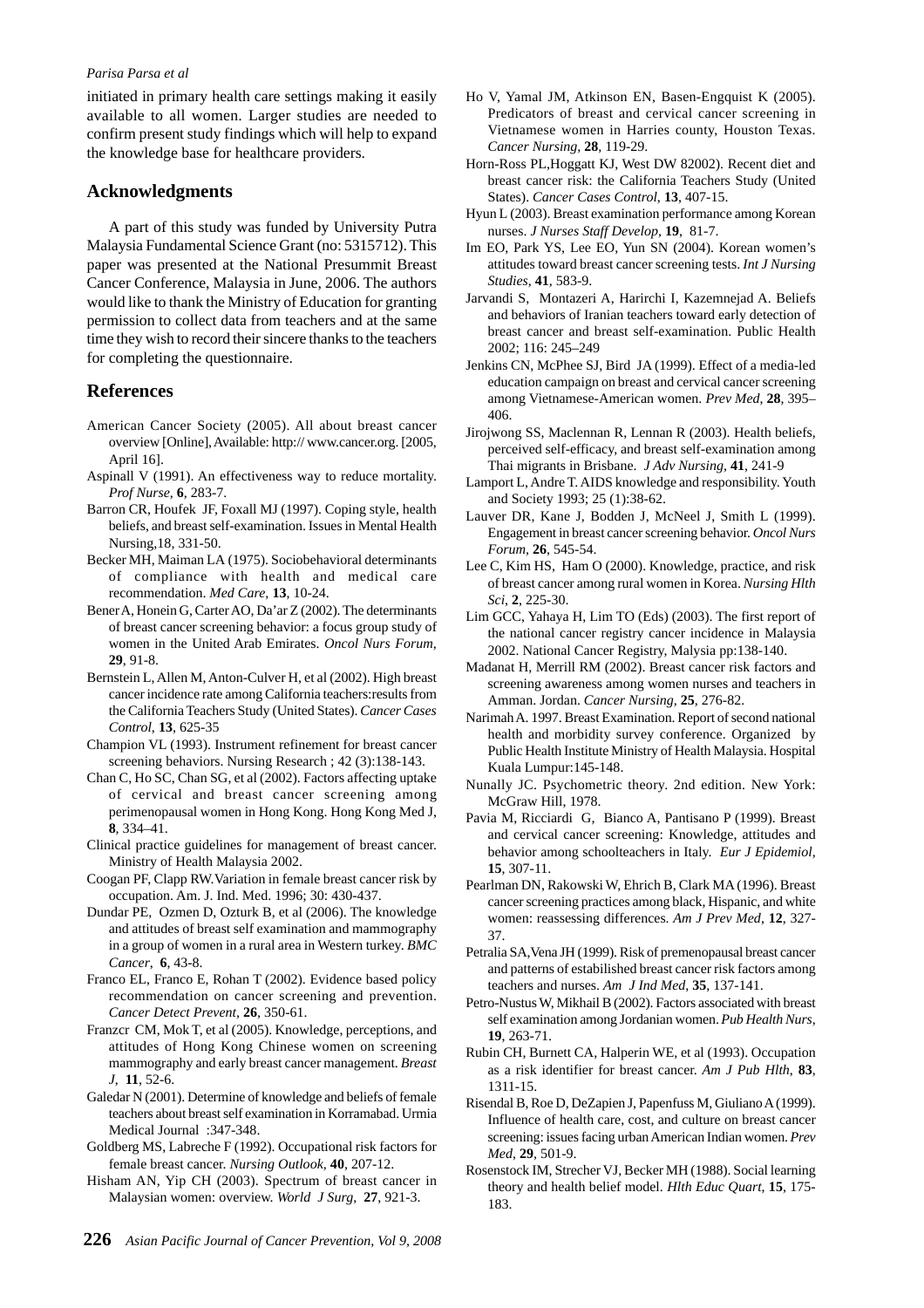initiated in primary health care settings making it easily available to all women. Larger studies are needed to confirm present study findings which will help to expand the knowledge base for healthcare providers.

## Acknowledgments

A part of this study was funded by University Putra Malaysia Fundamental Science Grant (no: 5315712). This paper was presented at the National Presummit Breast Cancer Conference, Malaysia in June, 2006. The authors would like to thank the Ministry of Education for granting permission to collect data from teachers and at the same time they wish to record their sincere thanks to the teachers for completing the questionnaire.

## References

American Cancer Society (2005). All about breast cancer overview [Online], Available: http:// www.cancer.org. [2005, April 16].

Aspinall V (1991). An effectiveness way to reduce mortality. *Prof Nurse*, **6**, 283-7.

Barron CR, Houfek JF, Foxall MJ (1997). Coping style, health beliefs, and breast self-examination. Issues in Mental Health Nursing,18, 331-50.

Becker MH, Maiman LA (1975). Sociobehavioral determinants of compliance with health and medical care recommendation. *Med Care*, **13**, 10-24.

Bener A, Honein G, Carter AO, Da'ar Z (2002). The determinants of breast cancer screening behavior: a focus group study of women in the United Arab Emirates. *Oncol Nurs Forum*, **29**, 91-8.

Bernstein L, Allen M, Anton-Culver H, et al (2002). High breast cancer incidence rate among California teachers:results from the California Teachers Study (United States). *Cancer Cases Control*, **13**, 625-35

Champion VL (1993). Instrument refinement for breast cancer screening behaviors. Nursing Research ; 42 (3):138-143.

Chan C, Ho SC, Chan SG, et al (2002). Factors affecting uptake of cervical and breast cancer screening among perimenopausal women in Hong Kong. Hong Kong Med J, **8**, 334–41.

Clinical practice guidelines for management of breast cancer. Ministry of Health Malaysia 2002.

Coogan PF, Clapp RW.Variation in female breast cancer risk by occupation. Am. J. Ind. Med. 1996; 30: 430-437.

Dundar PE, Ozmen D, Ozturk B, et al (2006). The knowledge and attitudes of breast self examination and mammography in a group of women in a rural area in Western turkey. *BMC Cancer*, **6**, 43-8.

Franco EL, Franco E, Rohan T (2002). Evidence based policy recommendation on cancer screening and prevention. *Cancer Detect Prevent*, **26**, 350-61.

Franzcr CM, Mok T, et al (2005). Knowledge, perceptions, and attitudes of Hong Kong Chinese women on screening mammography and early breast cancer management. *Breast J*, **11**, 52-6.

Galedar N (2001). Determine of knowledge and beliefs of female teachers about breast self examination in Korramabad. Urmia Medical Journal :347-348.

Goldberg MS, Labreche F (1992). Occupational risk factors for female breast cancer. *Nursing Outlook*, **40**, 207-12.

Hisham AN, Yip CH (2003). Spectrum of breast cancer in Malaysian women: overview. *World J Surg*, **27**, 921-3.

Ho V, Yamal JM, Atkinson EN, Basen-Engquist K (2005). Predicators of breast and cervical cancer screening in Vietnamese women in Harries county, Houston Texas. *Cancer Nursing*, **28**, 119-29.

Horn-Ross PL,Hoggatt KJ, West DW 82002). Recent diet and breast cancer risk: the California Teachers Study (United States). *Cancer Cases Control*, **13**, 407-15.

Hyun L (2003). Breast examination performance among Korean nurses. *J Nurses Staff Develop*, **19**, 81-7.

Im EO, Park YS, Lee EO, Yun SN (2004). Korean women's attitudes toward breast cancer screening tests. *Int J Nursing Studies*, **41**, 583-9.

Jarvandi S, Montazeri A, Harirchi I, Kazemnejad A. Beliefs and behaviors of Iranian teachers toward early detection of breast cancer and breast self-examination. Public Health 2002; 116: 245–249

Jenkins CN, McPhee SJ, Bird JA (1999). Effect of a media-led education campaign on breast and cervical cancer screening among Vietnamese-American women. *Prev Med*, **28**, 395–406.

Jirojwong SS, Maclennan R, Lennan R (2003). Health beliefs, perceived self-efficacy, and breast self-examination among Thai migrants in Brisbane. *J Adv Nursing*, **41**, 241-9

Lamport L, Andre T. AIDS knowledge and responsibility. Youth and Society 1993; 25 (1):38-62.

Lauver DR, Kane J, Bodden J, McNeel J, Smith L (1999). Engagement in breast cancer screening behavior. *Oncol Nurs Forum*, **26**, 545-54.

Lee C, Kim HS, Ham O (2000). Knowledge, practice, and risk of breast cancer among rural women in Korea. *Nursing Hlth Sci*, **2**, 225-30.

Lim GCC, Yahaya H, Lim TO (Eds) (2003). The first report of the national cancer registry cancer incidence in Malaysia 2002. National Cancer Registry, Malysia pp:138-140.

Madanat H, Merrill RM (2002). Breast cancer risk factors and screening awareness among women nurses and teachers in Amman. Jordan. *Cancer Nursing*, **25**, 276-82.

Narimah A. 1997. Breast Examination. Report of second national health and morbidity survey conference. Organized by Public Health Institute Ministry of Health Malaysia. Hospital Kuala Lumpur:145-148.

Nunally JC. Psychometric theory. 2nd edition. New York: McGraw Hill, 1978.

Pavia M, Ricciardi G, Bianco A, Pantisano P (1999). Breast and cervical cancer screening: Knowledge, attitudes and behavior among schoolteachers in Italy. *Eur J Epidemiol*, **15**, 307-11.

Pearlman DN, Rakowski W, Ehrich B, Clark MA (1996). Breast cancer screening practices among black, Hispanic, and white women: reassessing differences. *Am J Prev Med*, **12**, 327-37.

Petralia SA,Vena JH (1999). Risk of premenopausal breast cancer and patterns of estabilished breast cancer risk factors among teachers and nurses. *Am J Ind Med*, **35**, 137-141.

Petro-Nustus W, Mikhail B (2002). Factors associated with breast self examination among Jordanian women. *Pub Health Nurs*, **19**, 263-71.

Rubin CH, Burnett CA, Halperin WE, et al (1993). Occupation as a risk identifier for breast cancer. *Am J Pub Hlth*, **83**, 1311-15.

Risendal B, Roe D, DeZapien J, Papenfuss M, Giuliano A (1999). Influence of health care, cost, and culture on breast cancer screening: issues facing urban American Indian women. *Prev Med*, **29**, 501-9.

Rosenstock IM, Strecher VJ, Becker MH (1988). Social learning theory and health belief model. *Hlth Educ Quart*, **15**, 175-183.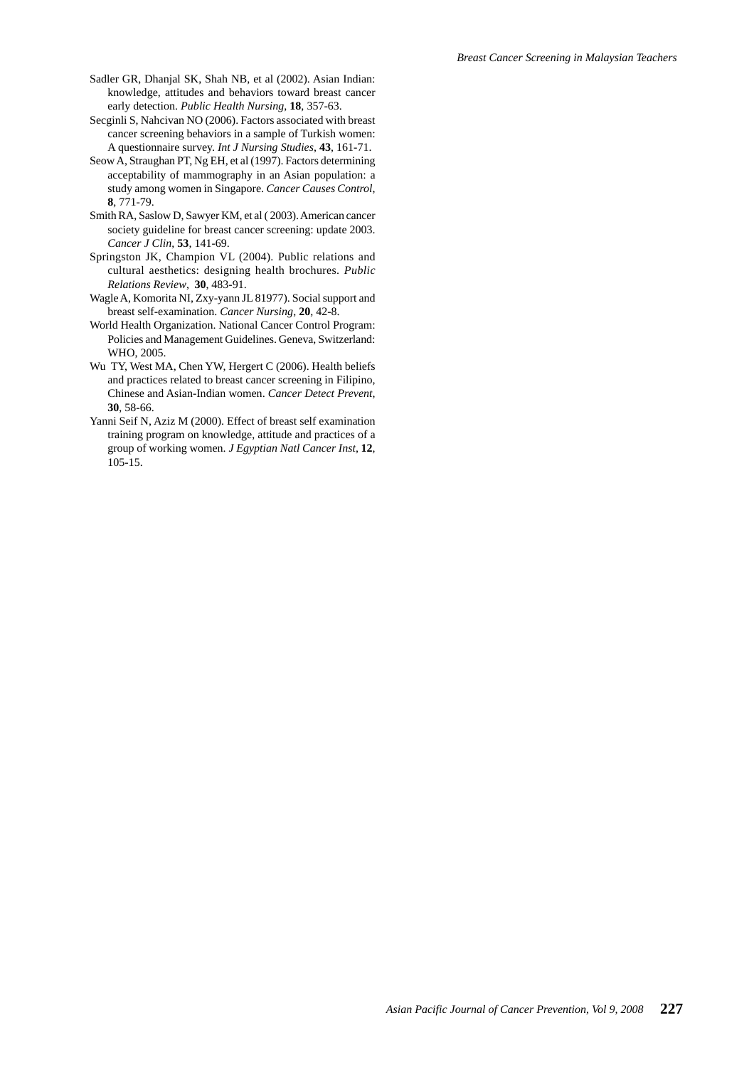Sadler GR, Dhanjal SK, Shah NB, et al (2002). Asian Indian: knowledge, attitudes and behaviors toward breast cancer early detection. *Public Health Nursing*, **18**, 357-63.

Secginli S, Nahcivan NO (2006). Factors associated with breast cancer screening behaviors in a sample of Turkish women: A questionnaire survey. *Int J Nursing Studies*, **43**, 161-71.

Seow A, Straughan PT, Ng EH, et al (1997). Factors determining acceptability of mammography in an Asian population: a study among women in Singapore. *Cancer Causes Control*, **8**, 771-79.

Smith RA, Saslow D, Sawyer KM, et al ( 2003). American cancer society guideline for breast cancer screening: update 2003. *Cancer J Clin*, **53**, 141-69.

Springston JK, Champion VL (2004). Public relations and cultural aesthetics: designing health brochures. *Public Relations Review*, **30**, 483-91.

Wagle A, Komorita NI, Zxy-yann JL 81977). Social support and breast self-examination. *Cancer Nursing*, **20**, 42-8.

World Health Organization. National Cancer Control Program: Policies and Management Guidelines. Geneva, Switzerland: WHO, 2005.

Wu TY, West MA, Chen YW, Hergert C (2006). Health beliefs and practices related to breast cancer screening in Filipino, Chinese and Asian-Indian women. *Cancer Detect Prevent*, **30**, 58-66.

Yanni Seif N, Aziz M (2000). Effect of breast self examination training program on knowledge, attitude and practices of a group of working women. *J Egyptian Natl Cancer Inst*, **12**, 105-15.